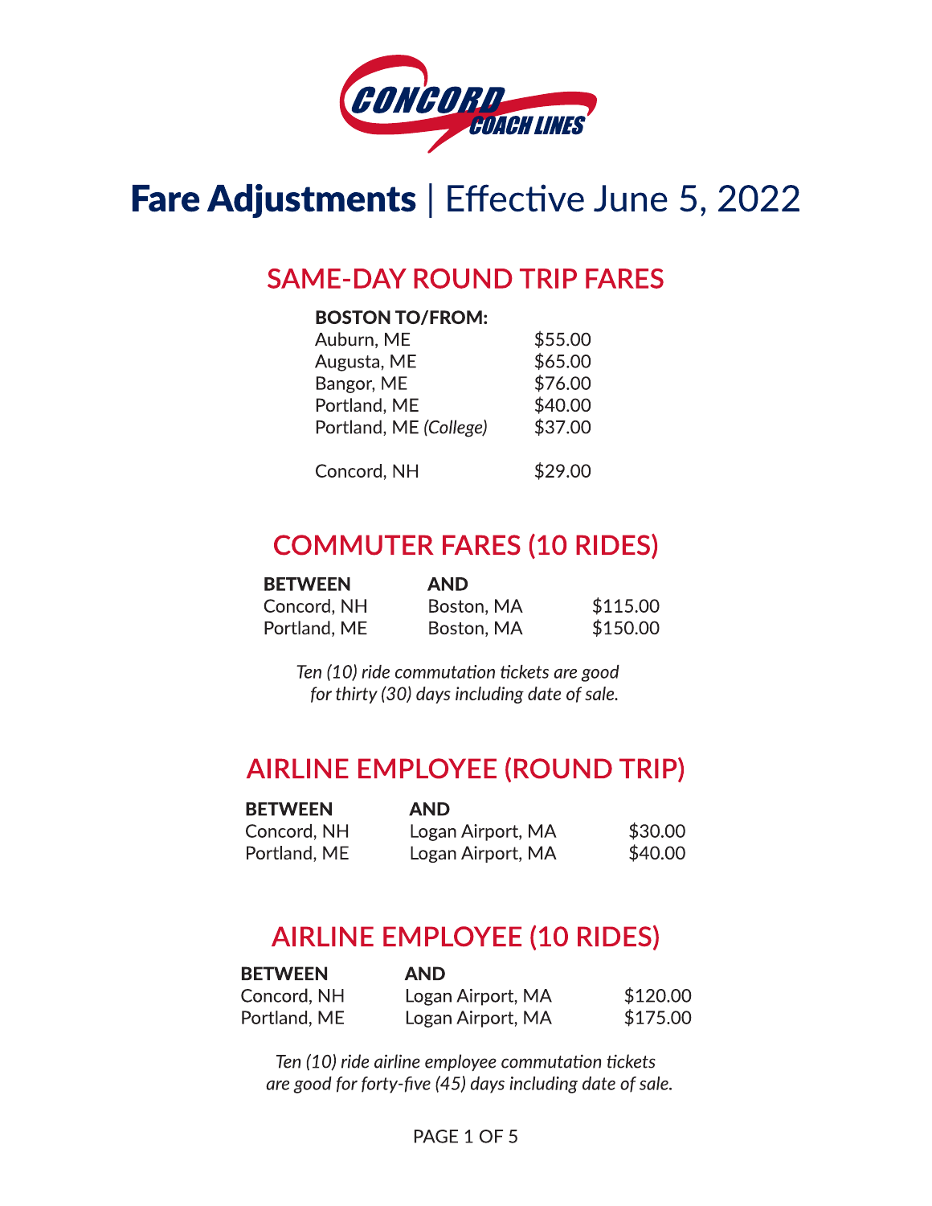CONCORD COACH LINES

# **Fare Adjustments** | Effective June 5, 2022

## SAME-DAY ROUND TRIP FARES

| BOSTON TO/FROM: | |
|---|---|
| Auburn, ME | $55.00 |
| Augusta, ME | $65.00 |
| Bangor, ME | $76.00 |
| Portland, ME | $40.00 |
| Portland, ME *(College)* | $37.00 |
| Concord, NH | $29.00 |

## COMMUTER FARES (10 RIDES)

| BETWEEN | AND | |
|---|---|---|
| Concord, NH | Boston, MA | $115.00 |
| Portland, ME | Boston, MA | $150.00 |

*Ten (10) ride commutation tickets are good for thirty (30) days including date of sale.*

## AIRLINE EMPLOYEE (ROUND TRIP)

| BETWEEN | AND | |
|---|---|---|
| Concord, NH | Logan Airport, MA | $30.00 |
| Portland, ME | Logan Airport, MA | $40.00 |

## AIRLINE EMPLOYEE (10 RIDES)

| BETWEEN | AND | |
|---|---|---|
| Concord, NH | Logan Airport, MA | $120.00 |
| Portland, ME | Logan Airport, MA | $175.00 |

*Ten (10) ride airline employee commutation tickets are good for forty-five (45) days including date of sale.*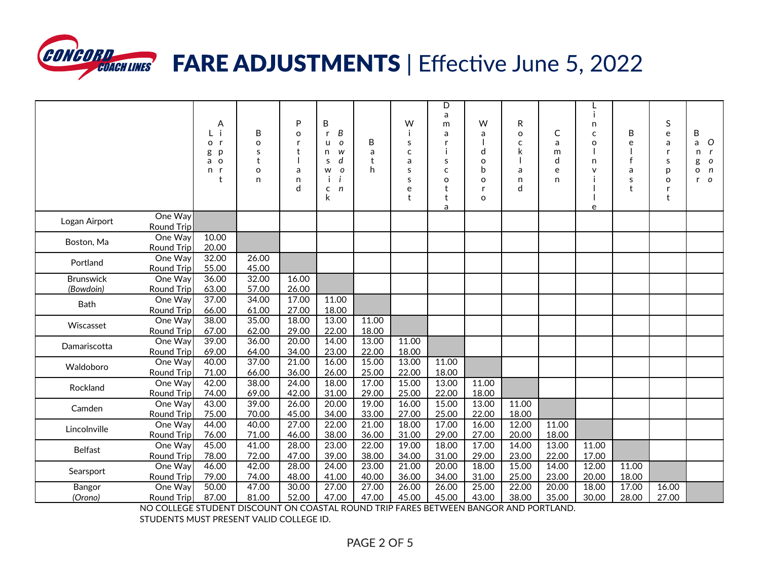# FARE ADJUSTMENTS | Effective June 5, 2022

| | | Logan Airport | Boston | Portland | Brunswick *Bowdoin* | Bath | Wiscasset | Damariscotta | Waldoboro | Rockland | Camden | Lincolnville | Belfast | Searsport | Bangor *Orono* |
|---|---|---|---|---|---|---|---|---|---|---|---|---|---|---|---|
| Logan Airport | One Way | | | | | | | | | | | | | | |
| | Round Trip | | | | | | | | | | | | | | |
| Boston, Ma | One Way | 10.00 | | | | | | | | | | | | | |
| | Round Trip | 20.00 | | | | | | | | | | | | | |
| Portland | One Way | 32.00 | 26.00 | | | | | | | | | | | | |
| | Round Trip | 55.00 | 45.00 | | | | | | | | | | | | |
| Brunswick *(Bowdoin)* | One Way | 36.00 | 32.00 | 16.00 | | | | | | | | | | | |
| | Round Trip | 63.00 | 57.00 | 26.00 | | | | | | | | | | | |
| Bath | One Way | 37.00 | 34.00 | 17.00 | 11.00 | | | | | | | | | | |
| | Round Trip | 66.00 | 61.00 | 27.00 | 18.00 | | | | | | | | | | |
| Wiscasset | One Way | 38.00 | 35.00 | 18.00 | 13.00 | 11.00 | | | | | | | | | |
| | Round Trip | 67.00 | 62.00 | 29.00 | 22.00 | 18.00 | | | | | | | | | |
| Damariscotta | One Way | 39.00 | 36.00 | 20.00 | 14.00 | 13.00 | 11.00 | | | | | | | | |
| | Round Trip | 69.00 | 64.00 | 34.00 | 23.00 | 22.00 | 18.00 | | | | | | | | |
| Waldoboro | One Way | 40.00 | 37.00 | 21.00 | 16.00 | 15.00 | 13.00 | 11.00 | | | | | | | |
| | Round Trip | 71.00 | 66.00 | 36.00 | 26.00 | 25.00 | 22.00 | 18.00 | | | | | | | |
| Rockland | One Way | 42.00 | 38.00 | 24.00 | 18.00 | 17.00 | 15.00 | 13.00 | 11.00 | | | | | | |
| | Round Trip | 74.00 | 69.00 | 42.00 | 31.00 | 29.00 | 25.00 | 22.00 | 18.00 | | | | | | |
| Camden | One Way | 43.00 | 39.00 | 26.00 | 20.00 | 19.00 | 16.00 | 15.00 | 13.00 | 11.00 | | | | | |
| | Round Trip | 75.00 | 70.00 | 45.00 | 34.00 | 33.00 | 27.00 | 25.00 | 22.00 | 18.00 | | | | | |
| Lincolnville | One Way | 44.00 | 40.00 | 27.00 | 22.00 | 21.00 | 18.00 | 17.00 | 16.00 | 12.00 | 11.00 | | | | |
| | Round Trip | 76.00 | 71.00 | 46.00 | 38.00 | 36.00 | 31.00 | 29.00 | 27.00 | 20.00 | 18.00 | | | | |
| Belfast | One Way | 45.00 | 41.00 | 28.00 | 23.00 | 22.00 | 19.00 | 18.00 | 17.00 | 14.00 | 13.00 | 11.00 | | | |
| | Round Trip | 78.00 | 72.00 | 47.00 | 39.00 | 38.00 | 34.00 | 31.00 | 29.00 | 23.00 | 22.00 | 17.00 | | | |
| Searsport | One Way | 46.00 | 42.00 | 28.00 | 24.00 | 23.00 | 21.00 | 20.00 | 18.00 | 15.00 | 14.00 | 12.00 | 11.00 | | |
| | Round Trip | 79.00 | 74.00 | 48.00 | 41.00 | 40.00 | 36.00 | 34.00 | 31.00 | 25.00 | 23.00 | 20.00 | 18.00 | | |
| Bangor *(Orono)* | One Way | 50.00 | 47.00 | 30.00 | 27.00 | 27.00 | 26.00 | 26.00 | 25.00 | 22.00 | 20.00 | 18.00 | 17.00 | 16.00 | |
| | Round Trip | 87.00 | 81.00 | 52.00 | 47.00 | 47.00 | 45.00 | 45.00 | 43.00 | 38.00 | 35.00 | 30.00 | 28.00 | 27.00 | |

NO COLLEGE STUDENT DISCOUNT ON COASTAL ROUND TRIP FARES BETWEEN BANGOR AND PORTLAND.
STUDENTS MUST PRESENT VALID COLLEGE ID.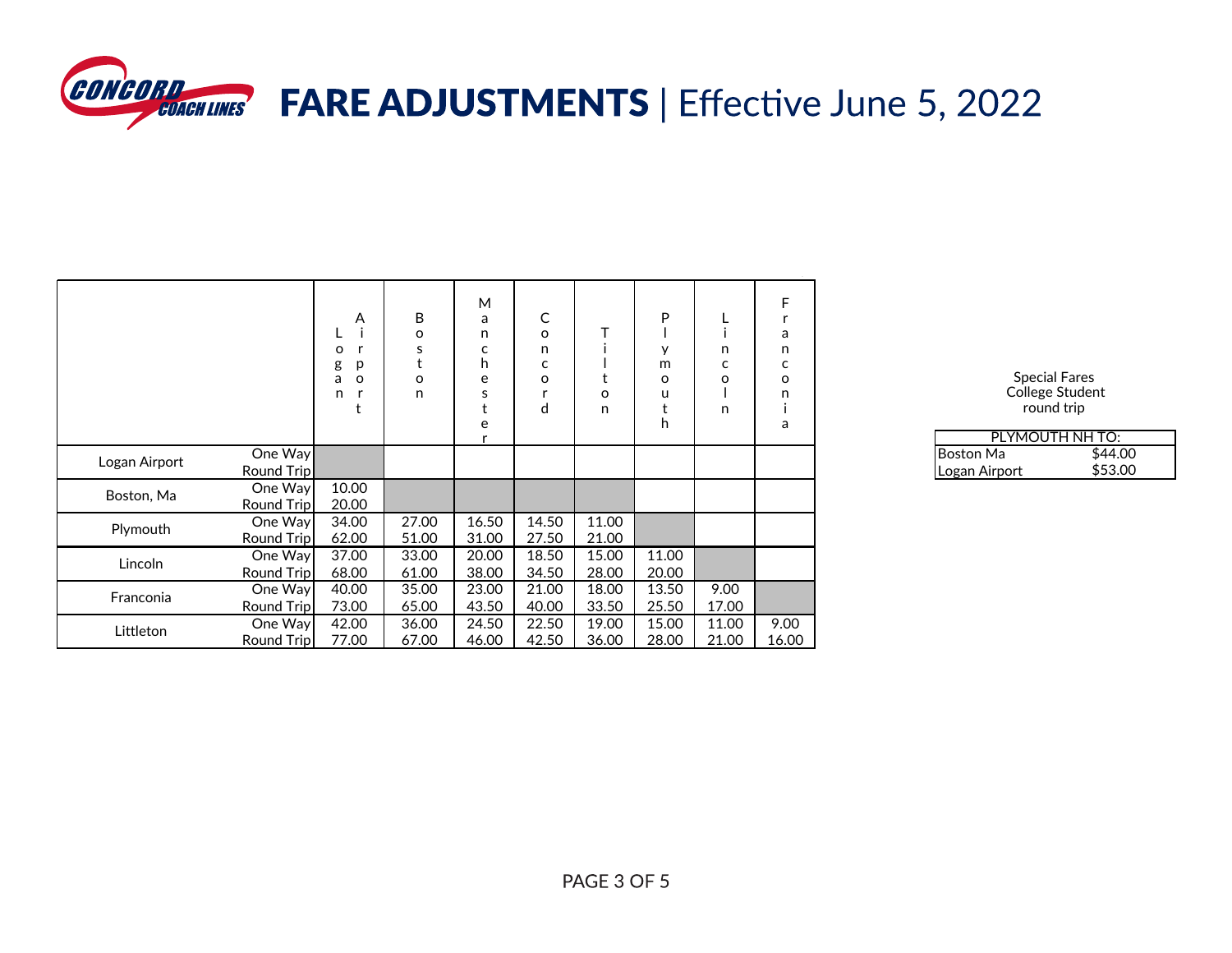# FARE ADJUSTMENTS | Effective June 5, 2022

| | | Logan Airport | Boston | Manchester | Concord | Tilton | Plymouth | Lincoln | Franconia |
|---|---|---|---|---|---|---|---|---|---|
| Logan Airport | One Way | | | | | | | | |
| | Round Trip | | | | | | | | |
| Boston, Ma | One Way | 10.00 | | | | | | | |
| | Round Trip | 20.00 | | | | | | | |
| Plymouth | One Way | 34.00 | 27.00 | 16.50 | 14.50 | 11.00 | | | |
| | Round Trip | 62.00 | 51.00 | 31.00 | 27.50 | 21.00 | | | |
| Lincoln | One Way | 37.00 | 33.00 | 20.00 | 18.50 | 15.00 | 11.00 | | |
| | Round Trip | 68.00 | 61.00 | 38.00 | 34.50 | 28.00 | 20.00 | | |
| Franconia | One Way | 40.00 | 35.00 | 23.00 | 21.00 | 18.00 | 13.50 | 9.00 | |
| | Round Trip | 73.00 | 65.00 | 43.50 | 40.00 | 33.50 | 25.50 | 17.00 | |
| Littleton | One Way | 42.00 | 36.00 | 24.50 | 22.50 | 19.00 | 15.00 | 11.00 | 9.00 |
| | Round Trip | 77.00 | 67.00 | 46.00 | 42.50 | 36.00 | 28.00 | 21.00 | 16.00 |

Special Fares
College Student
round trip

| PLYMOUTH NH TO: | |
|---|---|
| Boston Ma | $44.00 |
| Logan Airport | $53.00 |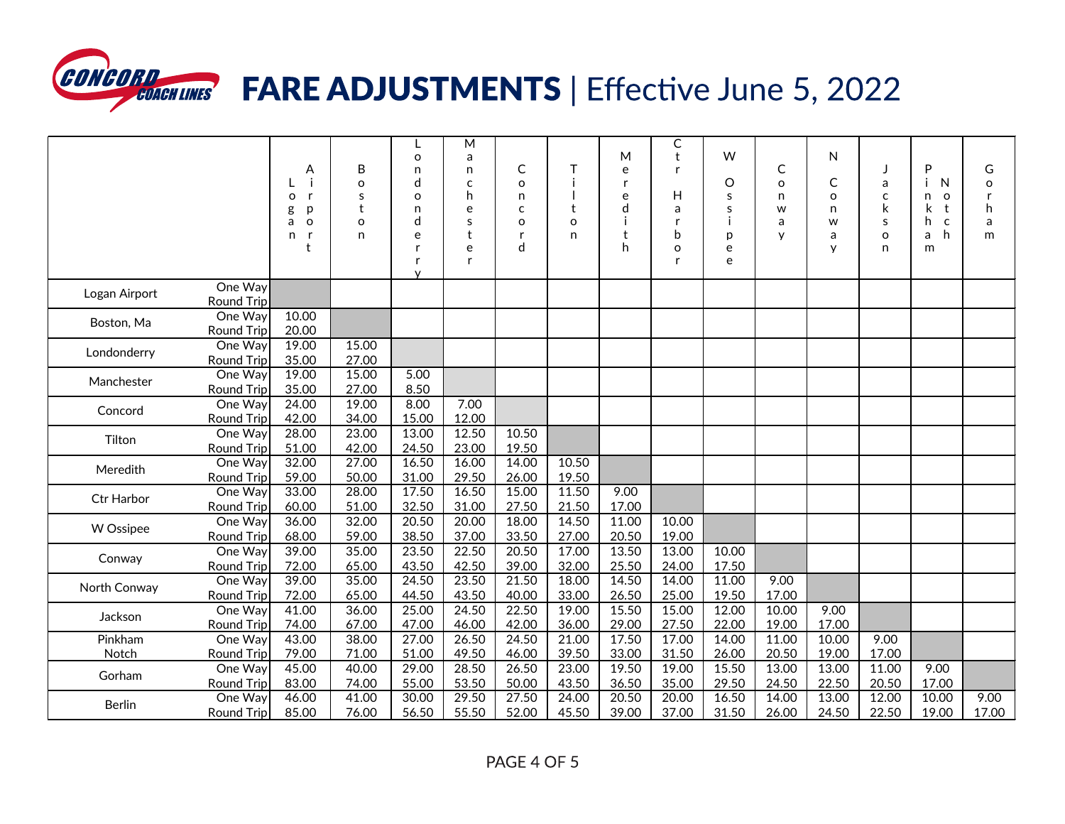# FARE ADJUSTMENTS | Effective June 5, 2022

| | | Logan Airport | Boston | Londonderry | Manchester | Concord | Tilton | Meredith | Ctr Harbor | W Ossipee | Conway | N Conway | Jackson | Pinkham Notch | Gorham |
|---|---|---|---|---|---|---|---|---|---|---|---|---|---|---|---|
| Logan Airport | One Way | | | | | | | | | | | | | | |
| | Round Trip | | | | | | | | | | | | | | |
| Boston, Ma | One Way | 10.00 | | | | | | | | | | | | | |
| | Round Trip | 20.00 | | | | | | | | | | | | | |
| Londonderry | One Way | 19.00 | 15.00 | | | | | | | | | | | | |
| | Round Trip | 35.00 | 27.00 | | | | | | | | | | | | |
| Manchester | One Way | 19.00 | 15.00 | 5.00 | | | | | | | | | | | |
| | Round Trip | 35.00 | 27.00 | 8.50 | | | | | | | | | | | |
| Concord | One Way | 24.00 | 19.00 | 8.00 | 7.00 | | | | | | | | | | |
| | Round Trip | 42.00 | 34.00 | 15.00 | 12.00 | | | | | | | | | | |
| Tilton | One Way | 28.00 | 23.00 | 13.00 | 12.50 | 10.50 | | | | | | | | | |
| | Round Trip | 51.00 | 42.00 | 24.50 | 23.00 | 19.50 | | | | | | | | | |
| Meredith | One Way | 32.00 | 27.00 | 16.50 | 16.00 | 14.00 | 10.50 | | | | | | | | |
| | Round Trip | 59.00 | 50.00 | 31.00 | 29.50 | 26.00 | 19.50 | | | | | | | | |
| Ctr Harbor | One Way | 33.00 | 28.00 | 17.50 | 16.50 | 15.00 | 11.50 | 9.00 | | | | | | | |
| | Round Trip | 60.00 | 51.00 | 32.50 | 31.00 | 27.50 | 21.50 | 17.00 | | | | | | | |
| W Ossipee | One Way | 36.00 | 32.00 | 20.50 | 20.00 | 18.00 | 14.50 | 11.00 | 10.00 | | | | | | |
| | Round Trip | 68.00 | 59.00 | 38.50 | 37.00 | 33.50 | 27.00 | 20.50 | 19.00 | | | | | | |
| Conway | One Way | 39.00 | 35.00 | 23.50 | 22.50 | 20.50 | 17.00 | 13.50 | 13.00 | 10.00 | | | | | |
| | Round Trip | 72.00 | 65.00 | 43.50 | 42.50 | 39.00 | 32.00 | 25.50 | 24.00 | 17.50 | | | | | |
| North Conway | One Way | 39.00 | 35.00 | 24.50 | 23.50 | 21.50 | 18.00 | 14.50 | 14.00 | 11.00 | 9.00 | | | | |
| | Round Trip | 72.00 | 65.00 | 44.50 | 43.50 | 40.00 | 33.00 | 26.50 | 25.00 | 19.50 | 17.00 | | | | |
| Jackson | One Way | 41.00 | 36.00 | 25.00 | 24.50 | 22.50 | 19.00 | 15.50 | 15.00 | 12.00 | 10.00 | 9.00 | | | |
| | Round Trip | 74.00 | 67.00 | 47.00 | 46.00 | 42.00 | 36.00 | 29.00 | 27.50 | 22.00 | 19.00 | 17.00 | | | |
| Pinkham Notch | One Way | 43.00 | 38.00 | 27.00 | 26.50 | 24.50 | 21.00 | 17.50 | 17.00 | 14.00 | 11.00 | 10.00 | 9.00 | | |
| | Round Trip | 79.00 | 71.00 | 51.00 | 49.50 | 46.00 | 39.50 | 33.00 | 31.50 | 26.00 | 20.50 | 19.00 | 17.00 | | |
| Gorham | One Way | 45.00 | 40.00 | 29.00 | 28.50 | 26.50 | 23.00 | 19.50 | 19.00 | 15.50 | 13.00 | 13.00 | 11.00 | 9.00 | |
| | Round Trip | 83.00 | 74.00 | 55.00 | 53.50 | 50.00 | 43.50 | 36.50 | 35.00 | 29.50 | 24.50 | 22.50 | 20.50 | 17.00 | |
| Berlin | One Way | 46.00 | 41.00 | 30.00 | 29.50 | 27.50 | 24.00 | 20.50 | 20.00 | 16.50 | 14.00 | 13.00 | 12.00 | 10.00 | 9.00 |
| | Round Trip | 85.00 | 76.00 | 56.50 | 55.50 | 52.00 | 45.50 | 39.00 | 37.00 | 31.50 | 26.00 | 24.50 | 22.50 | 19.00 | 17.00 |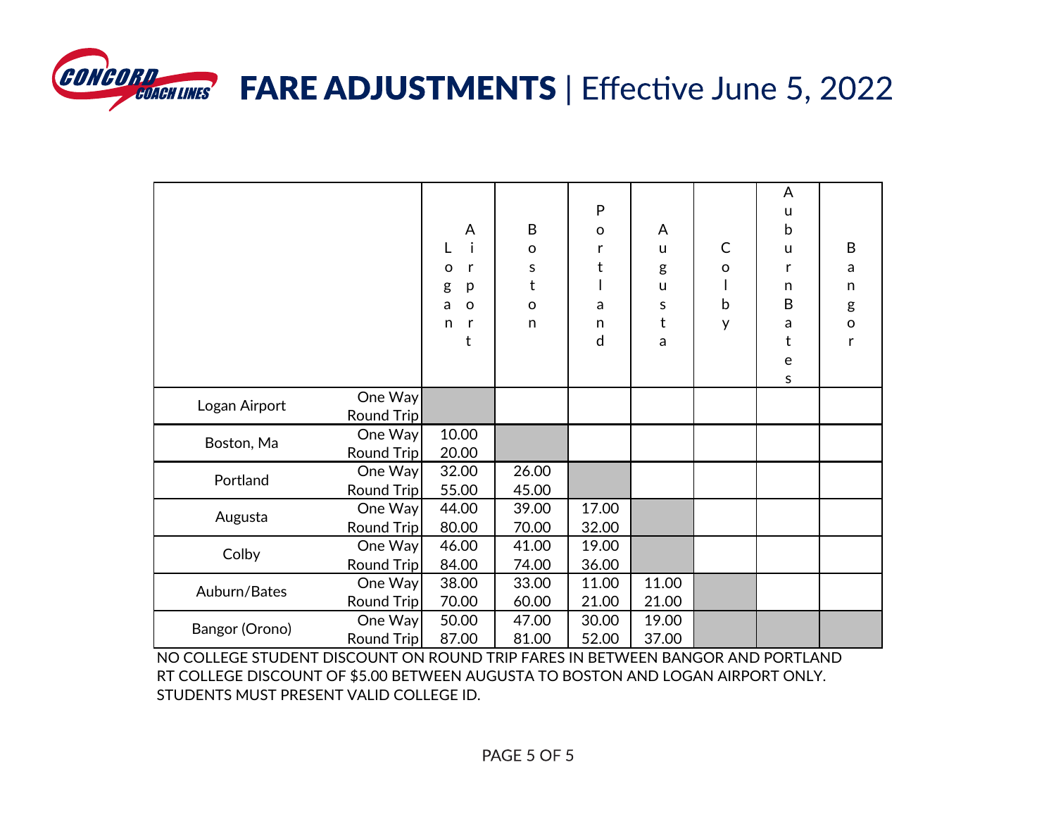# FARE ADJUSTMENTS | Effective June 5, 2022

| | | Logan Airport | Boston | Portland | Augusta | Colby | Auburn Bates | Bangor |
|---|---|---|---|---|---|---|---|---|
| Logan Airport | One Way | | | | | | | |
| | Round Trip | | | | | | | |
| Boston, Ma | One Way | 10.00 | | | | | | |
| | Round Trip | 20.00 | | | | | | |
| Portland | One Way | 32.00 | 26.00 | | | | | |
| | Round Trip | 55.00 | 45.00 | | | | | |
| Augusta | One Way | 44.00 | 39.00 | 17.00 | | | | |
| | Round Trip | 80.00 | 70.00 | 32.00 | | | | |
| Colby | One Way | 46.00 | 41.00 | 19.00 | | | | |
| | Round Trip | 84.00 | 74.00 | 36.00 | | | | |
| Auburn/Bates | One Way | 38.00 | 33.00 | 11.00 | 11.00 | | | |
| | Round Trip | 70.00 | 60.00 | 21.00 | 21.00 | | | |
| Bangor (Orono) | One Way | 50.00 | 47.00 | 30.00 | 19.00 | | | |
| | Round Trip | 87.00 | 81.00 | 52.00 | 37.00 | | | |

NO COLLEGE STUDENT DISCOUNT ON ROUND TRIP FARES IN BETWEEN BANGOR AND PORTLAND
RT COLLEGE DISCOUNT OF $5.00 BETWEEN AUGUSTA TO BOSTON AND LOGAN AIRPORT ONLY.
STUDENTS MUST PRESENT VALID COLLEGE ID.